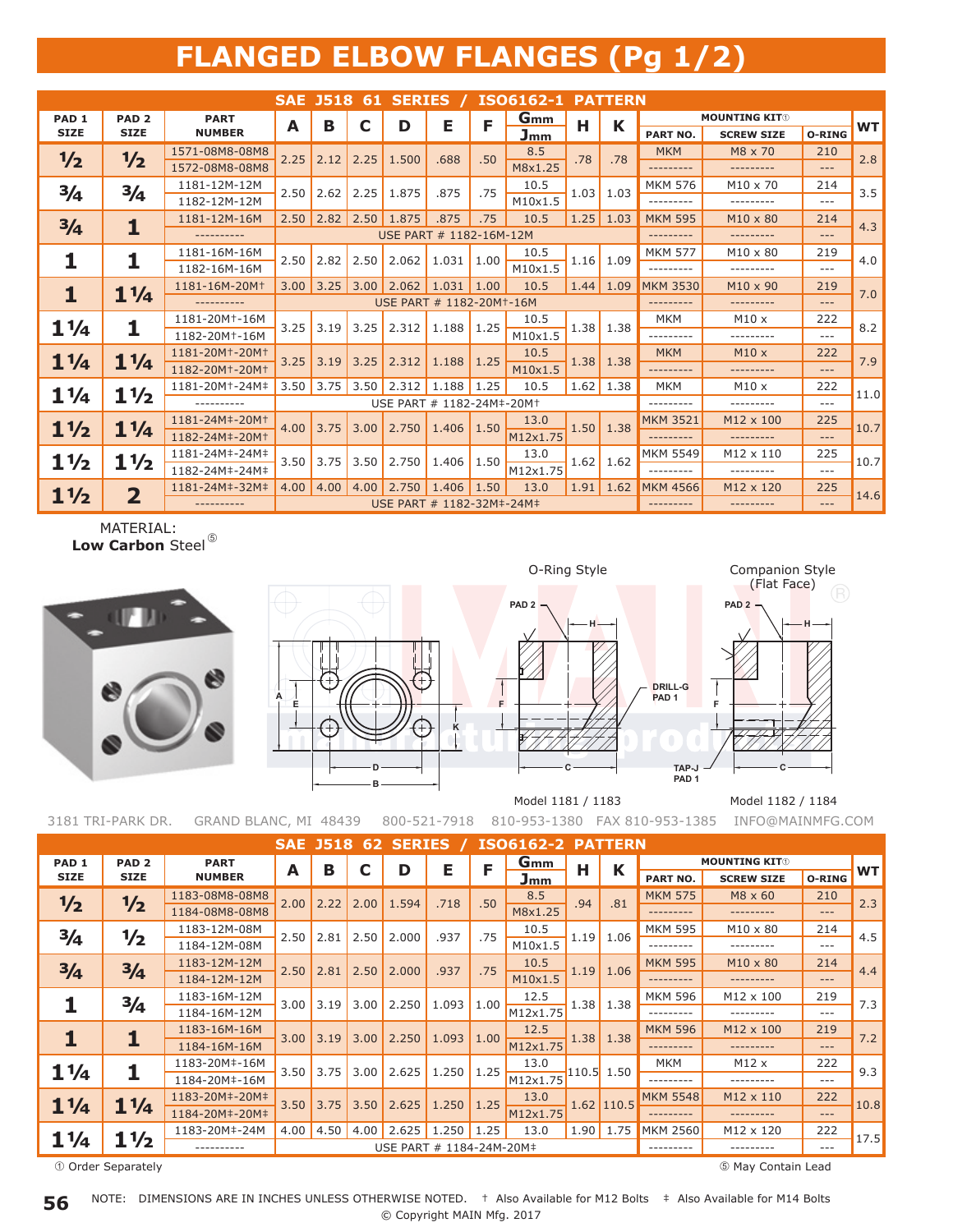# FLANGED ELBOW FLANGES (Pg 1/2)

## SAE J518 61 SERIES / ISO6162-1 PATTERN

| PAD 1 SIZE | PAD 2 SIZE | PART NUMBER | A | B | C | D | E | F | Gmm / Jmm | H | K | MOUNTING KIT① PART NO. | SCREW SIZE | O-RING | WT |
|---|---|---|---|---|---|---|---|---|---|---|---|---|---|---|---|
| ½ | ½ | 1571-08M8-08M8 | 2.25 | 2.12 | 2.25 | 1.500 | .688 | .50 | 8.5 | .78 | .78 | MKM | M8 x 70 | 210 | 2.8 |
| | | 1572-08M8-08M8 | | | | | | | M8x1.25 | | | --------- | --------- | --- | |
| ¾ | ¾ | 1181-12M-12M | 2.50 | 2.62 | 2.25 | 1.875 | .875 | .75 | 10.5 | 1.03 | 1.03 | MKM 576 | M10 x 70 | 214 | 3.5 |
| | | 1182-12M-12M | | | | | | | M10x1.5 | | | --------- | --------- | --- | |
| ¾ | 1 | 1181-12M-16M | 2.50 | 2.82 | 2.50 | 1.875 | .875 | .75 | 10.5 | 1.25 | 1.03 | MKM 595 | M10 x 80 | 214 | 4.3 |
| | | ---------- | USE PART # 1182-16M-12M | | | | | | | | | --------- | --------- | --- | |
| 1 | 1 | 1181-16M-16M | 2.50 | 2.82 | 2.50 | 2.062 | 1.031 | 1.00 | 10.5 | 1.16 | 1.09 | MKM 577 | M10 x 80 | 219 | 4.0 |
| | | 1182-16M-16M | | | | | | | M10x1.5 | | | --------- | --------- | --- | |
| 1 | 1¼ | 1181-16M-20M† | 3.00 | 3.25 | 3.00 | 2.062 | 1.031 | 1.00 | 10.5 | 1.44 | 1.09 | MKM 3530 | M10 x 90 | 219 | 7.0 |
| | | ---------- | USE PART # 1182-20M†-16M | | | | | | | | | --------- | --------- | --- | |
| 1¼ | 1 | 1181-20M†-16M | 3.25 | 3.19 | 3.25 | 2.312 | 1.188 | 1.25 | 10.5 | 1.38 | 1.38 | MKM | M10 x | 222 | 8.2 |
| | | 1182-20M†-16M | | | | | | | M10x1.5 | | | --------- | --------- | --- | |
| 1¼ | 1¼ | 1181-20M†-20M† | 3.25 | 3.19 | 3.25 | 2.312 | 1.188 | 1.25 | 10.5 | 1.38 | 1.38 | MKM | M10 x | 222 | 7.9 |
| | | 1182-20M†-20M† | | | | | | | M10x1.5 | | | --------- | --------- | --- | |
| 1¼ | 1½ | 1181-20M†-24M‡ | 3.50 | 3.75 | 3.50 | 2.312 | 1.188 | 1.25 | 10.5 | 1.62 | 1.38 | MKM | M10 x | 222 | 11.0 |
| | | ---------- | USE PART # 1182-24M‡-20M† | | | | | | | | | --------- | --------- | --- | |
| 1½ | 1¼ | 1181-24M‡-20M† | 4.00 | 3.75 | 3.00 | 2.750 | 1.406 | 1.50 | 13.0 | 1.50 | 1.38 | MKM 3521 | M12 x 100 | 225 | 10.7 |
| | | 1182-24M‡-20M† | | | | | | | M12x1.75 | | | --------- | --------- | --- | |
| 1½ | 1½ | 1181-24M‡-24M‡ | 3.50 | 3.75 | 3.50 | 2.750 | 1.406 | 1.50 | 13.0 | 1.62 | 1.62 | MKM 5549 | M12 x 110 | 225 | 10.7 |
| | | 1182-24M‡-24M‡ | | | | | | | M12x1.75 | | | --------- | --------- | --- | |
| 1½ | 2 | 1181-24M‡-32M‡ | 4.00 | 4.00 | 4.00 | 2.750 | 1.406 | 1.50 | 13.0 | 1.91 | 1.62 | MKM 4566 | M12 x 120 | 225 | 14.6 |
| | | ---------- | USE PART # 1182-32M‡-24M‡ | | | | | | | | | --------- | --------- | --- | |

MATERIAL:
**Low Carbon** Steel⑤

O-Ring Style — Model 1181 / 1183

Companion Style (Flat Face) — Model 1182 / 1184

3181 TRI-PARK DR. GRAND BLANC, MI 48439 800-521-7918 810-953-1380 FAX 810-953-1385 INFO@MAINMFG.COM

## SAE J518 62 SERIES / ISO6162-2 PATTERN

| PAD 1 SIZE | PAD 2 SIZE | PART NUMBER | A | B | C | D | E | F | Gmm / Jmm | H | K | MOUNTING KIT① PART NO. | SCREW SIZE | O-RING | WT |
|---|---|---|---|---|---|---|---|---|---|---|---|---|---|---|---|
| ½ | ½ | 1183-08M8-08M8 | 2.00 | 2.22 | 2.00 | 1.594 | .718 | .50 | 8.5 | .94 | .81 | MKM 575 | M8 x 60 | 210 | 2.3 |
| | | 1184-08M8-08M8 | | | | | | | M8x1.25 | | | --------- | --------- | --- | |
| ¾ | ½ | 1183-12M-08M | 2.50 | 2.81 | 2.50 | 2.000 | .937 | .75 | 10.5 | 1.19 | 1.06 | MKM 595 | M10 x 80 | 214 | 4.5 |
| | | 1184-12M-08M | | | | | | | M10x1.5 | | | --------- | --------- | --- | |
| ¾ | ¾ | 1183-12M-12M | 2.50 | 2.81 | 2.50 | 2.000 | .937 | .75 | 10.5 | 1.19 | 1.06 | MKM 595 | M10 x 80 | 214 | 4.4 |
| | | 1184-12M-12M | | | | | | | M10x1.5 | | | --------- | --------- | --- | |
| 1 | ¾ | 1183-16M-12M | 3.00 | 3.19 | 3.00 | 2.250 | 1.093 | 1.00 | 12.5 | 1.38 | 1.38 | MKM 596 | M12 x 100 | 219 | 7.3 |
| | | 1184-16M-12M | | | | | | | M12x1.75 | | | --------- | --------- | --- | |
| 1 | 1 | 1183-16M-16M | 3.00 | 3.19 | 3.00 | 2.250 | 1.093 | 1.00 | 12.5 | 1.38 | 1.38 | MKM 596 | M12 x 100 | 219 | 7.2 |
| | | 1184-16M-16M | | | | | | | M12x1.75 | | | --------- | --------- | --- | |
| 1¼ | 1 | 1183-20M‡-16M | 3.50 | 3.75 | 3.00 | 2.625 | 1.250 | 1.25 | 13.0 | 110.5 | 1.50 | MKM | M12 x | 222 | 9.3 |
| | | 1184-20M‡-16M | | | | | | | M12x1.75 | | | --------- | --------- | --- | |
| 1¼ | 1¼ | 1183-20M‡-20M‡ | 3.50 | 3.75 | 3.50 | 2.625 | 1.250 | 1.25 | 13.0 | 1.62 | 110.5 | MKM 5548 | M12 x 110 | 222 | 10.8 |
| | | 1184-20M‡-20M‡ | | | | | | | M12x1.75 | | | --------- | --------- | --- | |
| 1¼ | 1½ | 1183-20M‡-24M | 4.00 | 4.50 | 4.00 | 2.625 | 1.250 | 1.25 | 13.0 | 1.90 | 1.75 | MKM 2560 | M12 x 120 | 222 | 17.5 |
| | | ---------- | USE PART # 1184-24M-20M‡ | | | | | | | | | --------- | --------- | --- | |

① Order Separately ⑤ May Contain Lead

NOTE: DIMENSIONS ARE IN INCHES UNLESS OTHERWISE NOTED. † Also Available for M12 Bolts ‡ Also Available for M14 Bolts

© Copyright MAIN Mfg. 2017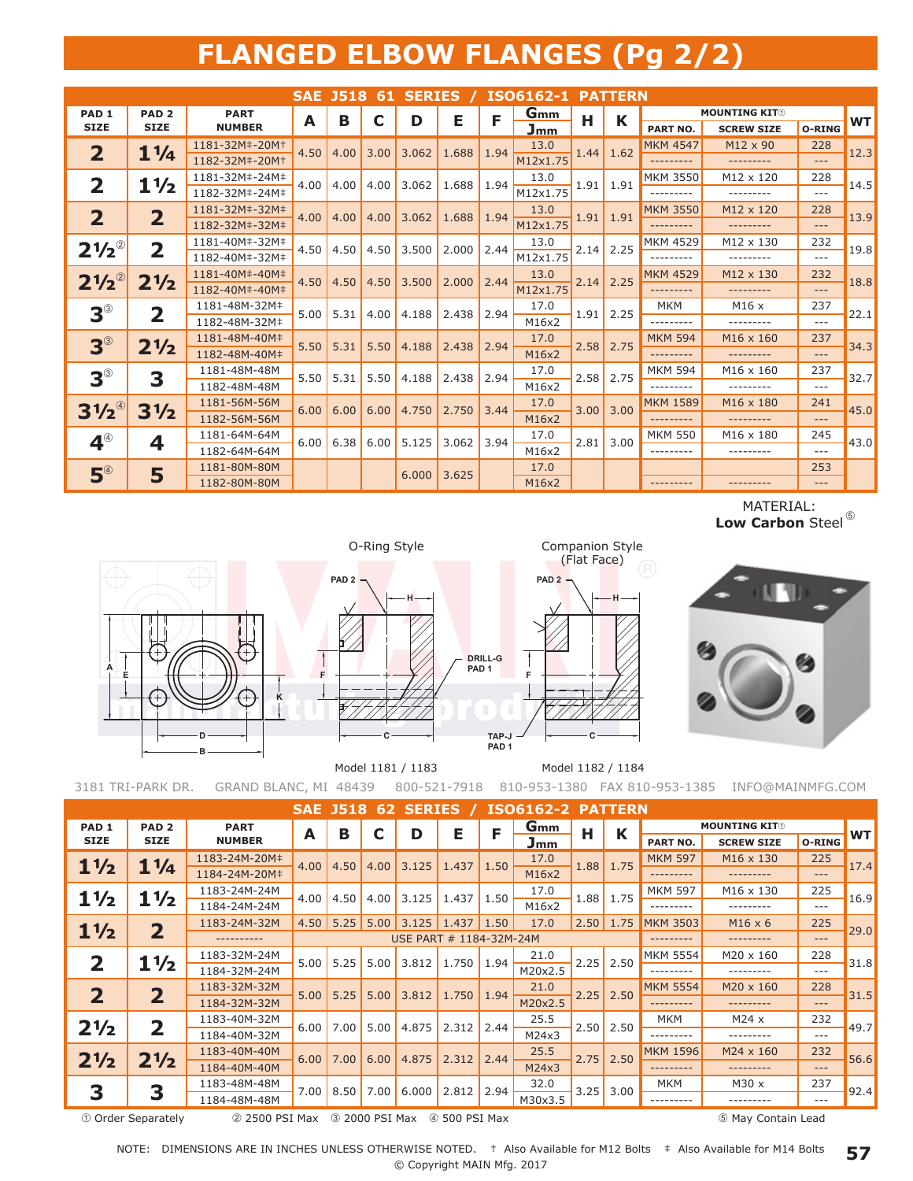# FLANGED ELBOW FLANGES (Pg 2/2)

## SAE J518 61 SERIES / ISO6162-1 PATTERN

| PAD 1 SIZE | PAD 2 SIZE | PART NUMBER | A | B | C | D | E | F | Gmm / Jmm | H | K | MOUNTING KIT① PART NO. | SCREW SIZE | O-RING | WT |
|---|---|---|---|---|---|---|---|---|---|---|---|---|---|---|---|
| 2 | 1¼ | 1181-32M‡-20M† | 4.50 | 4.00 | 3.00 | 3.062 | 1.688 | 1.94 | 13.0 | 1.44 | 1.62 | MKM 4547 | M12 x 90 | 228 | 12.3 |
| | | 1182-32M‡-20M† | | | | | | | M12x1.75 | | | --------- | --------- | --- | |
| 2 | 1½ | 1181-32M‡-24M‡ | 4.00 | 4.00 | 4.00 | 3.062 | 1.688 | 1.94 | 13.0 | 1.91 | 1.91 | MKM 3550 | M12 x 120 | 228 | 14.5 |
| | | 1182-32M‡-24M‡ | | | | | | | M12x1.75 | | | --------- | --------- | --- | |
| 2 | 2 | 1181-32M‡-32M‡ | 4.00 | 4.00 | 4.00 | 3.062 | 1.688 | 1.94 | 13.0 | 1.91 | 1.91 | MKM 3550 | M12 x 120 | 228 | 13.9 |
| | | 1182-32M‡-32M‡ | | | | | | | M12x1.75 | | | --------- | --------- | --- | |
| 2½② | 2 | 1181-40M‡-32M‡ | 4.50 | 4.50 | 4.50 | 3.500 | 2.000 | 2.44 | 13.0 | 2.14 | 2.25 | MKM 4529 | M12 x 130 | 232 | 19.8 |
| | | 1182-40M‡-32M‡ | | | | | | | M12x1.75 | | | --------- | --------- | --- | |
| 2½② | 2½ | 1181-40M‡-40M‡ | 4.50 | 4.50 | 4.50 | 3.500 | 2.000 | 2.44 | 13.0 | 2.14 | 2.25 | MKM 4529 | M12 x 130 | 232 | 18.8 |
| | | 1182-40M‡-40M‡ | | | | | | | M12x1.75 | | | --------- | --------- | --- | |
| 3③ | 2 | 1181-48M-32M‡ | 5.00 | 5.31 | 4.00 | 4.188 | 2.438 | 2.94 | 17.0 | 1.91 | 2.25 | MKM | M16 x | 237 | 22.1 |
| | | 1182-48M-32M‡ | | | | | | | M16x2 | | | --------- | --------- | --- | |
| 3③ | 2½ | 1181-48M-40M‡ | 5.50 | 5.31 | 5.50 | 4.188 | 2.438 | 2.94 | 17.0 | 2.58 | 2.75 | MKM 594 | M16 x 160 | 237 | 34.3 |
| | | 1182-48M-40M‡ | | | | | | | M16x2 | | | --------- | --------- | --- | |
| 3③ | 3 | 1181-48M-48M | 5.50 | 5.31 | 5.50 | 4.188 | 2.438 | 2.94 | 17.0 | 2.58 | 2.75 | MKM 594 | M16 x 160 | 237 | 32.7 |
| | | 1182-48M-48M | | | | | | | M16x2 | | | --------- | --------- | --- | |
| 3½④ | 3½ | 1181-56M-56M | 6.00 | 6.00 | 6.00 | 4.750 | 2.750 | 3.44 | 17.0 | 3.00 | 3.00 | MKM 1589 | M16 x 180 | 241 | 45.0 |
| | | 1182-56M-56M | | | | | | | M16x2 | | | --------- | --------- | --- | |
| 4④ | 4 | 1181-64M-64M | 6.00 | 6.38 | 6.00 | 5.125 | 3.062 | 3.94 | 17.0 | 2.81 | 3.00 | MKM 550 | M16 x 180 | 245 | 43.0 |
| | | 1182-64M-64M | | | | | | | M16x2 | | | --------- | --------- | --- | |
| 5④ | 5 | 1181-80M-80M | | | | 6.000 | 3.625 | | 17.0 | | | | | 253 | |
| | | 1182-80M-80M | | | | | | | M16x2 | | | --------- | --------- | --- | |

MATERIAL: **Low Carbon Steel**⑤

O-Ring Style — Model 1181 / 1183

Companion Style (Flat Face) — Model 1182 / 1184

PAD 2, H, DRILL-G PAD 1, F, TAP-J PAD 1, C, A, E, K, D, B

3181 TRI-PARK DR. GRAND BLANC, MI 48439 800-521-7918 810-953-1380 FAX 810-953-1385 INFO@MAINMFG.COM

## SAE J518 62 SERIES / ISO6162-2 PATTERN

| PAD 1 SIZE | PAD 2 SIZE | PART NUMBER | A | B | C | D | E | F | Gmm / Jmm | H | K | MOUNTING KIT① PART NO. | SCREW SIZE | O-RING | WT |
|---|---|---|---|---|---|---|---|---|---|---|---|---|---|---|---|
| 1½ | 1¼ | 1183-24M-20M‡ | 4.00 | 4.50 | 4.00 | 3.125 | 1.437 | 1.50 | 17.0 | 1.88 | 1.75 | MKM 597 | M16 x 130 | 225 | 17.4 |
| | | 1184-24M-20M‡ | | | | | | | M16x2 | | | --------- | --------- | --- | |
| 1½ | 1½ | 1183-24M-24M | 4.00 | 4.50 | 4.00 | 3.125 | 1.437 | 1.50 | 17.0 | 1.88 | 1.75 | MKM 597 | M16 x 130 | 225 | 16.9 |
| | | 1184-24M-24M | | | | | | | M16x2 | | | --------- | --------- | --- | |
| 1½ | 2 | 1183-24M-32M | 4.50 | 5.25 | 5.00 | 3.125 | 1.437 | 1.50 | 17.0 | 2.50 | 1.75 | MKM 3503 | M16 x 6 | 225 | 29.0 |
| | | ---------- | USE PART # 1184-32M-24M | | | | | | | | | --------- | --------- | --- | |
| 2 | 1½ | 1183-32M-24M | 5.00 | 5.25 | 5.00 | 3.812 | 1.750 | 1.94 | 21.0 | 2.25 | 2.50 | MKM 5554 | M20 x 160 | 228 | 31.8 |
| | | 1184-32M-24M | | | | | | | M20x2.5 | | | --------- | --------- | --- | |
| 2 | 2 | 1183-32M-32M | 5.00 | 5.25 | 5.00 | 3.812 | 1.750 | 1.94 | 21.0 | 2.25 | 2.50 | MKM 5554 | M20 x 160 | 228 | 31.5 |
| | | 1184-32M-32M | | | | | | | M20x2.5 | | | --------- | --------- | --- | |
| 2½ | 2 | 1183-40M-32M | 6.00 | 7.00 | 5.00 | 4.875 | 2.312 | 2.44 | 25.5 | 2.50 | 2.50 | MKM | M24 x | 232 | 49.7 |
| | | 1184-40M-32M | | | | | | | M24x3 | | | --------- | --------- | --- | |
| 2½ | 2½ | 1183-40M-40M | 6.00 | 7.00 | 6.00 | 4.875 | 2.312 | 2.44 | 25.5 | 2.75 | 2.50 | MKM 1596 | M24 x 160 | 232 | 56.6 |
| | | 1184-40M-40M | | | | | | | M24x3 | | | --------- | --------- | --- | |
| 3 | 3 | 1183-48M-48M | 7.00 | 8.50 | 7.00 | 6.000 | 2.812 | 2.94 | 32.0 | 3.25 | 3.00 | MKM | M30 x | 237 | 92.4 |
| | | 1184-48M-48M | | | | | | | M30x3.5 | | | --------- | --------- | --- | |

① Order Separately ② 2500 PSI Max ③ 2000 PSI Max ④ 500 PSI Max ⑤ May Contain Lead

NOTE: DIMENSIONS ARE IN INCHES UNLESS OTHERWISE NOTED. † Also Available for M12 Bolts ‡ Also Available for M14 Bolts

© Copyright MAIN Mfg. 2017